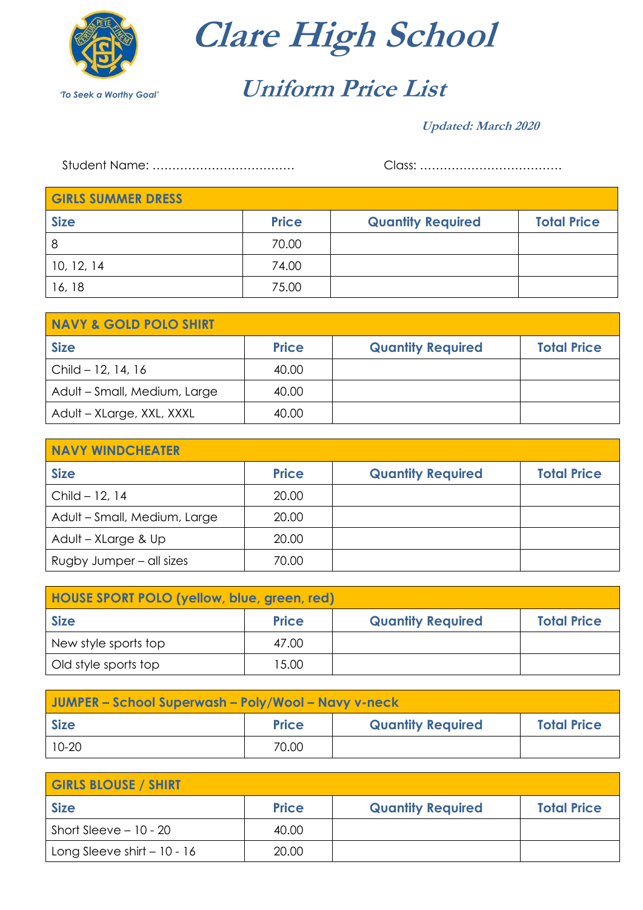# Clare High School

*'To Seek a Worthy Goal'*

## Uniform Price List

***Updated: March 2020***

Student Name: ……………………………… Class: ………………………………

| GIRLS SUMMER DRESS | | | |
|---|---|---|---|
| **Size** | **Price** | **Quantity Required** | **Total Price** |
| 8 | 70.00 | | |
| 10, 12, 14 | 74.00 | | |
| 16, 18 | 75.00 | | |

| NAVY & GOLD POLO SHIRT | | | |
|---|---|---|---|
| **Size** | **Price** | **Quantity Required** | **Total Price** |
| Child – 12, 14, 16 | 40.00 | | |
| Adult – Small, Medium, Large | 40.00 | | |
| Adult – XLarge, XXL, XXXL | 40.00 | | |

| NAVY WINDCHEATER | | | |
|---|---|---|---|
| **Size** | **Price** | **Quantity Required** | **Total Price** |
| Child – 12, 14 | 20.00 | | |
| Adult – Small, Medium, Large | 20.00 | | |
| Adult – XLarge & Up | 20.00 | | |
| Rugby Jumper – all sizes | 70.00 | | |

| HOUSE SPORT POLO (yellow, blue, green, red) | | | |
|---|---|---|---|
| **Size** | **Price** | **Quantity Required** | **Total Price** |
| New style sports top | 47.00 | | |
| Old style sports top | 15.00 | | |

| JUMPER – School Superwash – Poly/Wool – Navy v-neck | | | |
|---|---|---|---|
| **Size** | **Price** | **Quantity Required** | **Total Price** |
| 10-20 | 70.00 | | |

| GIRLS BLOUSE / SHIRT | | | |
|---|---|---|---|
| **Size** | **Price** | **Quantity Required** | **Total Price** |
| Short Sleeve – 10 - 20 | 40.00 | | |
| Long Sleeve shirt – 10 - 16 | 20.00 | | |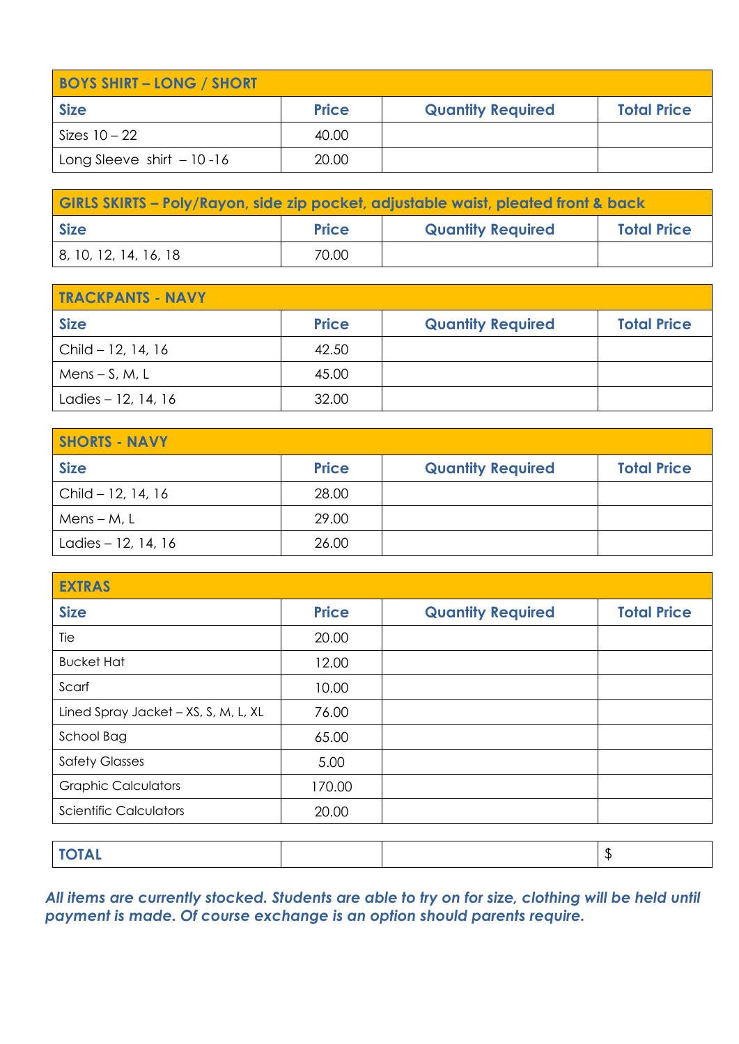| BOYS SHIRT – LONG / SHORT | | | |
|---|---|---|---|
| **Size** | **Price** | **Quantity Required** | **Total Price** |
| Sizes 10 – 22 | 40.00 | | |
| Long Sleeve shirt – 10 -16 | 20.00 | | |

| GIRLS SKIRTS – Poly/Rayon, side zip pocket, adjustable waist, pleated front & back | | | |
|---|---|---|---|
| **Size** | **Price** | **Quantity Required** | **Total Price** |
| 8, 10, 12, 14, 16, 18 | 70.00 | | |

| TRACKPANTS - NAVY | | | |
|---|---|---|---|
| **Size** | **Price** | **Quantity Required** | **Total Price** |
| Child – 12, 14, 16 | 42.50 | | |
| Mens – S, M, L | 45.00 | | |
| Ladies – 12, 14, 16 | 32.00 | | |

| SHORTS - NAVY | | | |
|---|---|---|---|
| **Size** | **Price** | **Quantity Required** | **Total Price** |
| Child – 12, 14, 16 | 28.00 | | |
| Mens – M, L | 29.00 | | |
| Ladies – 12, 14, 16 | 26.00 | | |

| EXTRAS | | | |
|---|---|---|---|
| **Size** | **Price** | **Quantity Required** | **Total Price** |
| Tie | 20.00 | | |
| Bucket Hat | 12.00 | | |
| Scarf | 10.00 | | |
| Lined Spray Jacket – XS, S, M, L, XL | 76.00 | | |
| School Bag | 65.00 | | |
| Safety Glasses | 5.00 | | |
| Graphic Calculators | 170.00 | | |
| Scientific Calculators | 20.00 | | |

| | | | |
|---|---|---|---|
| **TOTAL** | | | $ |

***All items are currently stocked. Students are able to try on for size, clothing will be held until payment is made. Of course exchange is an option should parents require.***